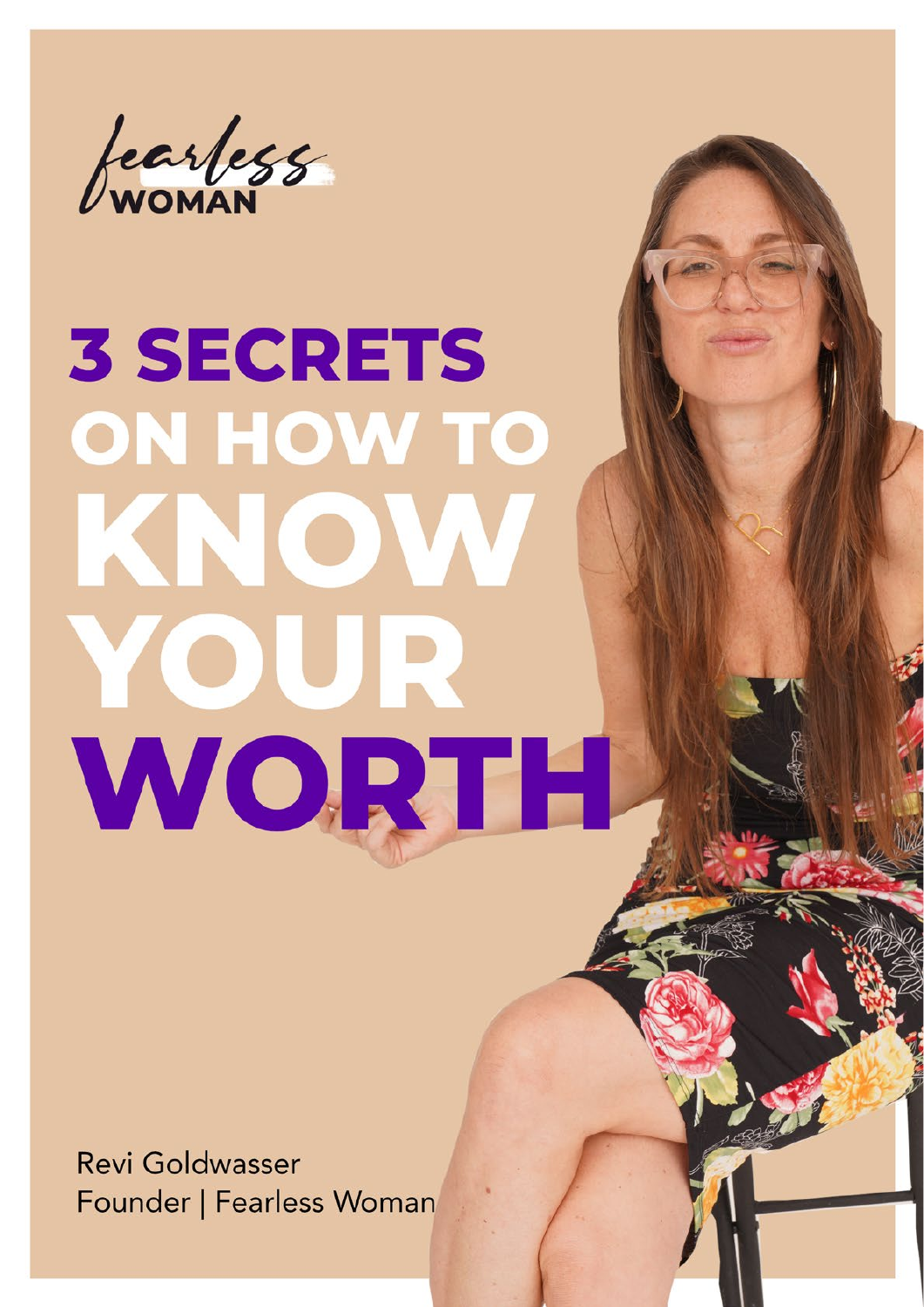fearless WOMAN

# 3 SECRETS ON HOW TO KNOW YOUR WORTH

Revi Goldwasser
Founder | Fearless Woman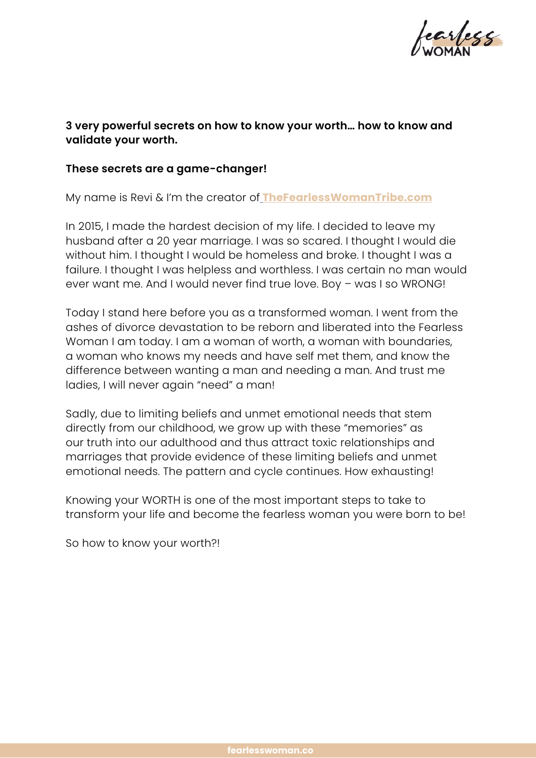**3 very powerful secrets on how to know your worth… how to know and validate your worth.**

**These secrets are a game-changer!**

My name is Revi & I'm the creator of **TheFearlessWomanTribe.com**

In 2015, I made the hardest decision of my life. I decided to leave my husband after a 20 year marriage. I was so scared. I thought I would die without him. I thought I would be homeless and broke. I thought I was a failure. I thought I was helpless and worthless. I was certain no man would ever want me. And I would never find true love. Boy – was I so WRONG!

Today I stand here before you as a transformed woman. I went from the ashes of divorce devastation to be reborn and liberated into the Fearless Woman I am today. I am a woman of worth, a woman with boundaries, a woman who knows my needs and have self met them, and know the difference between wanting a man and needing a man. And trust me ladies, I will never again "need" a man!

Sadly, due to limiting beliefs and unmet emotional needs that stem directly from our childhood, we grow up with these "memories" as our truth into our adulthood and thus attract toxic relationships and marriages that provide evidence of these limiting beliefs and unmet emotional needs. The pattern and cycle continues. How exhausting!

Knowing your WORTH is one of the most important steps to take to transform your life and become the fearless woman you were born to be!

So how to know your worth?!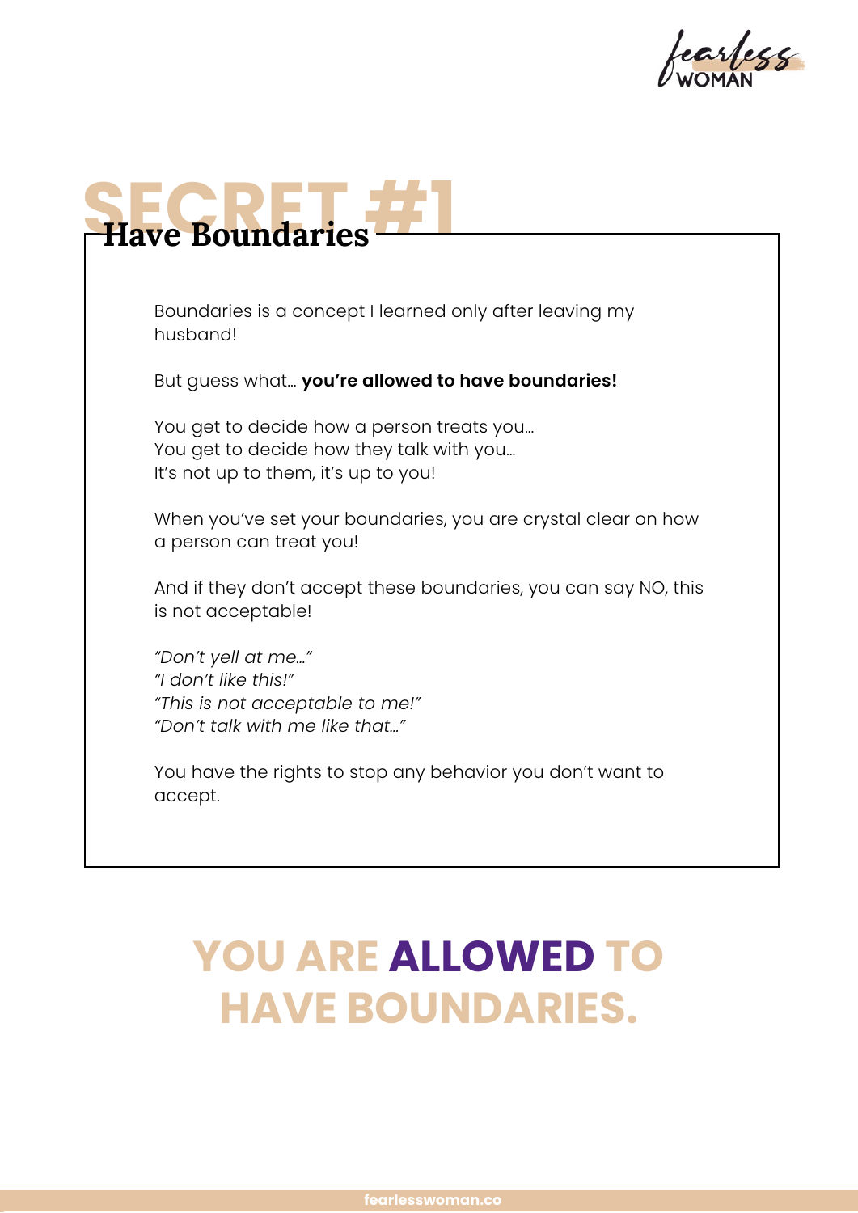# SECRET #1

## Have Boundaries

Boundaries is a concept I learned only after leaving my husband!

But guess what… **you're allowed to have boundaries!**

You get to decide how a person treats you…
You get to decide how they talk with you…
It's not up to them, it's up to you!

When you've set your boundaries, you are crystal clear on how a person can treat you!

And if they don't accept these boundaries, you can say NO, this is not acceptable!

*"Don't yell at me…"*
*"I don't like this!"*
*"This is not acceptable to me!"*
*"Don't talk with me like that…"*

You have the rights to stop any behavior you don't want to accept.

**YOU ARE ALLOWED TO HAVE BOUNDARIES.**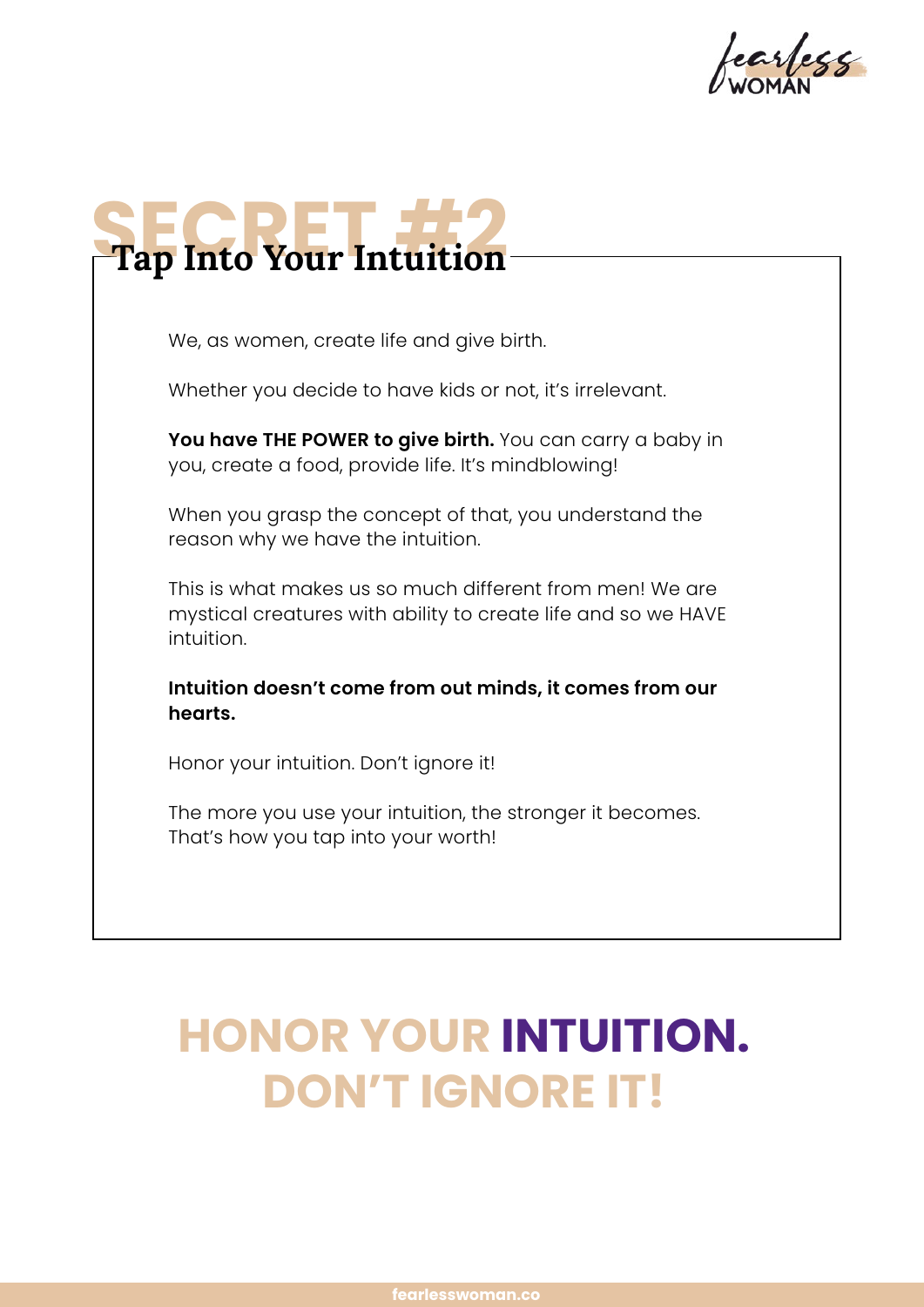# SECRET #2

## Tap Into Your Intuition

We, as women, create life and give birth.

Whether you decide to have kids or not, it's irrelevant.

**You have THE POWER to give birth.** You can carry a baby in you, create a food, provide life. It's mindblowing!

When you grasp the concept of that, you understand the reason why we have the intuition.

This is what makes us so much different from men! We are mystical creatures with ability to create life and so we HAVE intuition.

**Intuition doesn't come from out minds, it comes from our hearts.**

Honor your intuition. Don't ignore it!

The more you use your intuition, the stronger it becomes. That's how you tap into your worth!

**HONOR YOUR INTUITION. DON'T IGNORE IT!**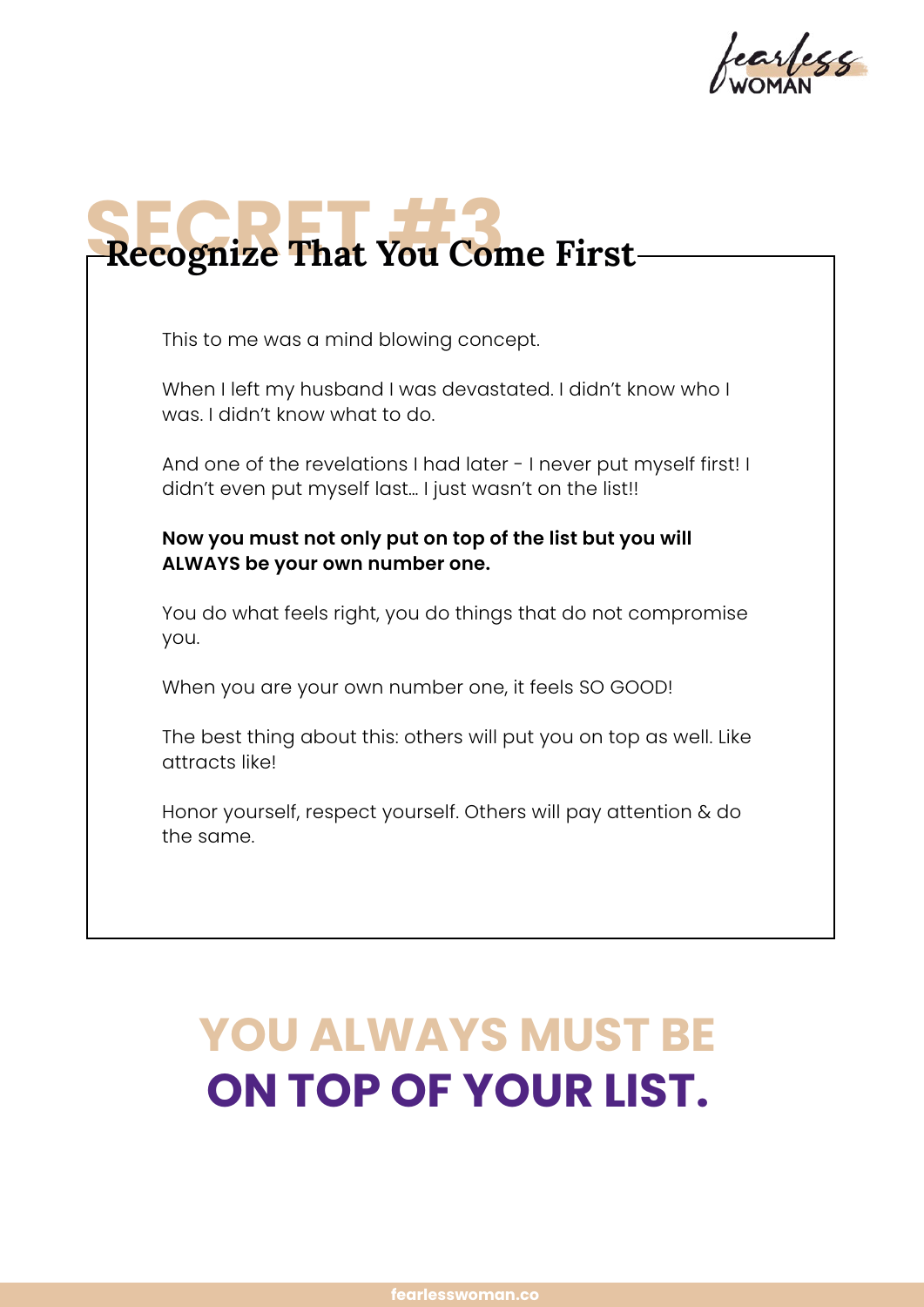# SECRET #3

## Recognize That You Come First

This to me was a mind blowing concept.

When I left my husband I was devastated. I didn't know who I was. I didn't know what to do.

And one of the revelations I had later - I never put myself first! I didn't even put myself last... I just wasn't on the list!!

**Now you must not only put on top of the list but you will ALWAYS be your own number one.**

You do what feels right, you do things that do not compromise you.

When you are your own number one, it feels SO GOOD!

The best thing about this: others will put you on top as well. Like attracts like!

Honor yourself, respect yourself. Others will pay attention & do the same.

**YOU ALWAYS MUST BE ON TOP OF YOUR LIST.**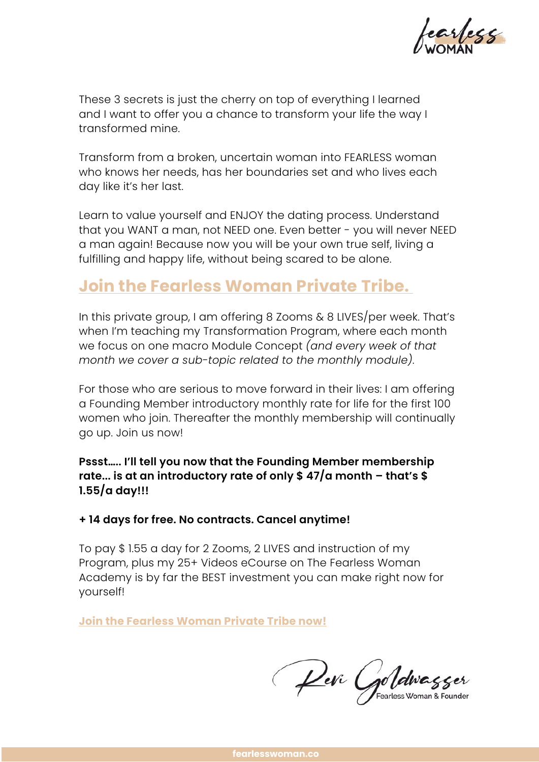These 3 secrets is just the cherry on top of everything I learned and I want to offer you a chance to transform your life the way I transformed mine.

Transform from a broken, uncertain woman into FEARLESS woman who knows her needs, has her boundaries set and who lives each day like it's her last.

Learn to value yourself and ENJOY the dating process. Understand that you WANT a man, not NEED one. Even better - you will never NEED a man again! Because now you will be your own true self, living a fulfilling and happy life, without being scared to be alone.

## Join the Fearless Woman Private Tribe.

In this private group, I am offering 8 Zooms & 8 LIVES/per week. That's when I'm teaching my Transformation Program, where each month we focus on one macro Module Concept *(and every week of that month we cover a sub-topic related to the monthly module)*.

For those who are serious to move forward in their lives: I am offering a Founding Member introductory monthly rate for life for the first 100 women who join. Thereafter the monthly membership will continually go up. Join us now!

**Pssst….. I'll tell you now that the Founding Member membership rate… is at an introductory rate of only $ 47/a month – that's $ 1.55/a day!!!**

**+ 14 days for free. No contracts. Cancel anytime!**

To pay $ 1.55 a day for 2 Zooms, 2 LIVES and instruction of my Program, plus my 25+ Videos eCourse on The Fearless Woman Academy is by far the BEST investment you can make right now for yourself!

**Join the Fearless Woman Private Tribe now!**

Revi Goldwasser
Fearless Woman & Founder